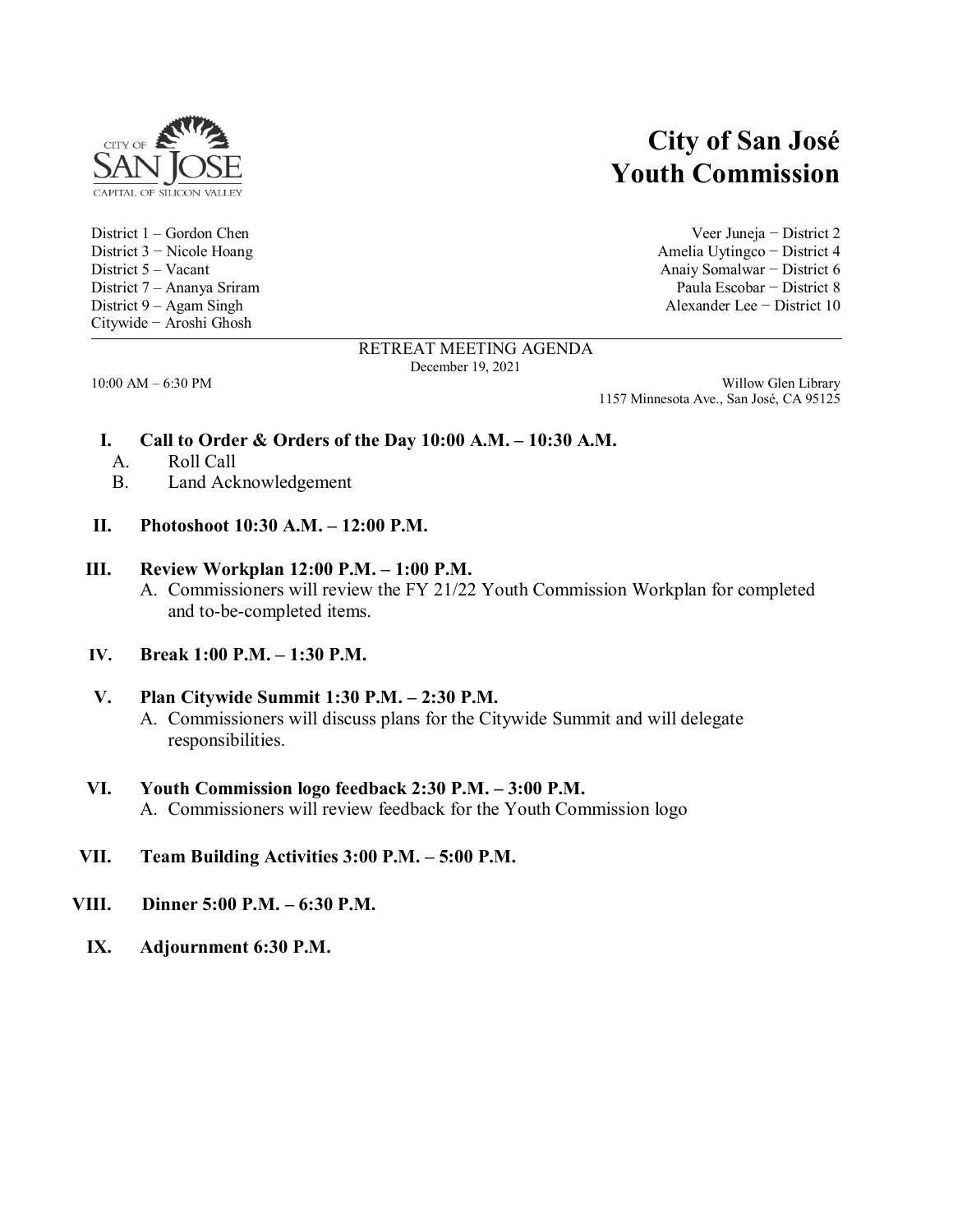# City of San José Youth Commission

District 1 – Gordon Chen
Veer Juneja − District 2
District 3 − Nicole Hoang
Amelia Uytingco − District 4
District 5 – Vacant
Anaiy Somalwar − District 6
District 7 – Ananya Sriram
Paula Escobar − District 8
District 9 – Agam Singh
Alexander Lee − District 10
Citywide − Aroshi Ghosh

RETREAT MEETING AGENDA
December 19, 2021

10:00 AM – 6:30 PM

Willow Glen Library
1157 Minnesota Ave., San José, CA 95125

**I. Call to Order & Orders of the Day 10:00 A.M. – 10:30 A.M.**

A. Roll Call
B. Land Acknowledgement

**II. Photoshoot 10:30 A.M. – 12:00 P.M.**

**III. Review Workplan 12:00 P.M. – 1:00 P.M.**

A. Commissioners will review the FY 21/22 Youth Commission Workplan for completed and to-be-completed items.

**IV. Break 1:00 P.M. – 1:30 P.M.**

**V. Plan Citywide Summit 1:30 P.M. – 2:30 P.M.**

A. Commissioners will discuss plans for the Citywide Summit and will delegate responsibilities.

**VI. Youth Commission logo feedback 2:30 P.M. – 3:00 P.M.**

A. Commissioners will review feedback for the Youth Commission logo

**VII. Team Building Activities 3:00 P.M. – 5:00 P.M.**

**VIII. Dinner 5:00 P.M. – 6:30 P.M.**

**IX. Adjournment 6:30 P.M.**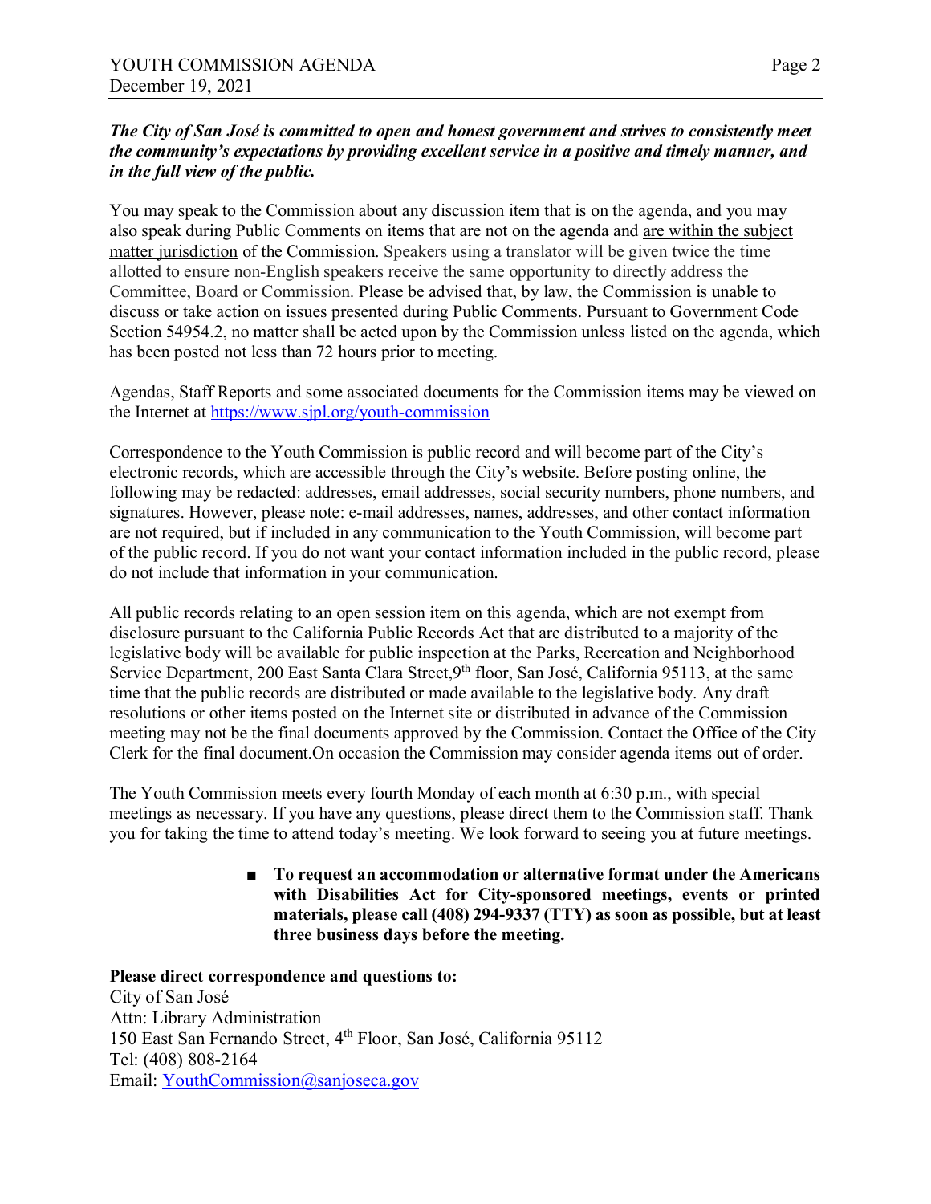***The City of San José is committed to open and honest government and strives to consistently meet the community's expectations by providing excellent service in a positive and timely manner, and in the full view of the public.***

You may speak to the Commission about any discussion item that is on the agenda, and you may also speak during Public Comments on items that are not on the agenda and <u>are within the subject matter jurisdiction</u> of the Commission. Speakers using a translator will be given twice the time allotted to ensure non-English speakers receive the same opportunity to directly address the Committee, Board or Commission. Please be advised that, by law, the Commission is unable to discuss or take action on issues presented during Public Comments. Pursuant to Government Code Section 54954.2, no matter shall be acted upon by the Commission unless listed on the agenda, which has been posted not less than 72 hours prior to meeting.

Agendas, Staff Reports and some associated documents for the Commission items may be viewed on the Internet at https://www.sjpl.org/youth-commission

Correspondence to the Youth Commission is public record and will become part of the City's electronic records, which are accessible through the City's website. Before posting online, the following may be redacted: addresses, email addresses, social security numbers, phone numbers, and signatures. However, please note: e-mail addresses, names, addresses, and other contact information are not required, but if included in any communication to the Youth Commission, will become part of the public record. If you do not want your contact information included in the public record, please do not include that information in your communication.

All public records relating to an open session item on this agenda, which are not exempt from disclosure pursuant to the California Public Records Act that are distributed to a majority of the legislative body will be available for public inspection at the Parks, Recreation and Neighborhood Service Department, 200 East Santa Clara Street,9th floor, San José, California 95113, at the same time that the public records are distributed or made available to the legislative body. Any draft resolutions or other items posted on the Internet site or distributed in advance of the Commission meeting may not be the final documents approved by the Commission. Contact the Office of the City Clerk for the final document.On occasion the Commission may consider agenda items out of order.

The Youth Commission meets every fourth Monday of each month at 6:30 p.m., with special meetings as necessary. If you have any questions, please direct them to the Commission staff. Thank you for taking the time to attend today's meeting. We look forward to seeing you at future meetings.

- **To request an accommodation or alternative format under the Americans with Disabilities Act for City-sponsored meetings, events or printed materials, please call (408) 294-9337 (TTY) as soon as possible, but at least three business days before the meeting.**

**Please direct correspondence and questions to:**
City of San José
Attn: Library Administration
150 East San Fernando Street, 4th Floor, San José, California 95112
Tel: (408) 808-2164
Email: YouthCommission@sanjoseca.gov